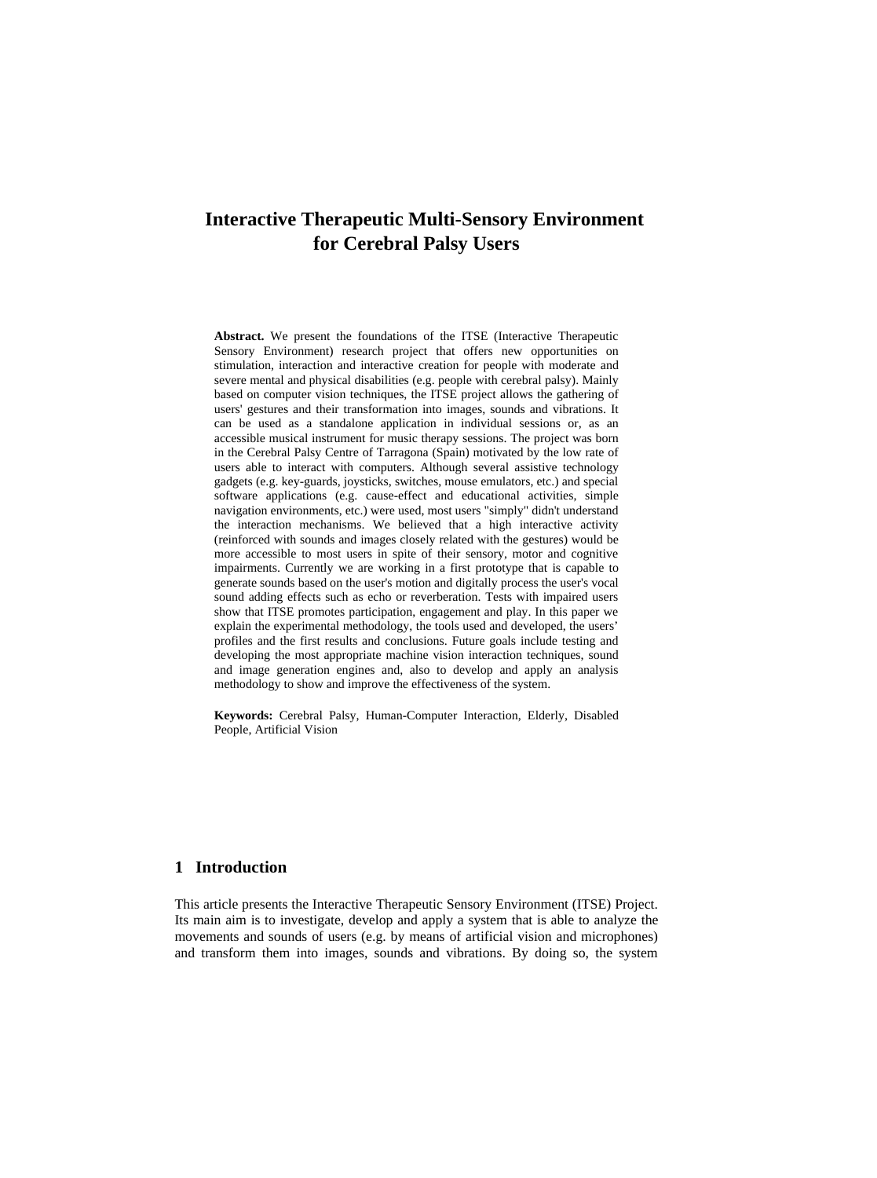# Interactive Therapeutic Multi-Sensory Environment for Cerebral Palsy Users

**Abstract.** We present the foundations of the ITSE (Interactive Therapeutic Sensory Environment) research project that offers new opportunities on stimulation, interaction and interactive creation for people with moderate and severe mental and physical disabilities (e.g. people with cerebral palsy). Mainly based on computer vision techniques, the ITSE project allows the gathering of users' gestures and their transformation into images, sounds and vibrations. It can be used as a standalone application in individual sessions or, as an accessible musical instrument for music therapy sessions. The project was born in the Cerebral Palsy Centre of Tarragona (Spain) motivated by the low rate of users able to interact with computers. Although several assistive technology gadgets (e.g. key-guards, joysticks, switches, mouse emulators, etc.) and special software applications (e.g. cause-effect and educational activities, simple navigation environments, etc.) were used, most users "simply" didn't understand the interaction mechanisms. We believed that a high interactive activity (reinforced with sounds and images closely related with the gestures) would be more accessible to most users in spite of their sensory, motor and cognitive impairments. Currently we are working in a first prototype that is capable to generate sounds based on the user's motion and digitally process the user's vocal sound adding effects such as echo or reverberation. Tests with impaired users show that ITSE promotes participation, engagement and play. In this paper we explain the experimental methodology, the tools used and developed, the users' profiles and the first results and conclusions. Future goals include testing and developing the most appropriate machine vision interaction techniques, sound and image generation engines and, also to develop and apply an analysis methodology to show and improve the effectiveness of the system.

**Keywords:** Cerebral Palsy, Human-Computer Interaction, Elderly, Disabled People, Artificial Vision

## 1 Introduction

This article presents the Interactive Therapeutic Sensory Environment (ITSE) Project. Its main aim is to investigate, develop and apply a system that is able to analyze the movements and sounds of users (e.g. by means of artificial vision and microphones) and transform them into images, sounds and vibrations. By doing so, the system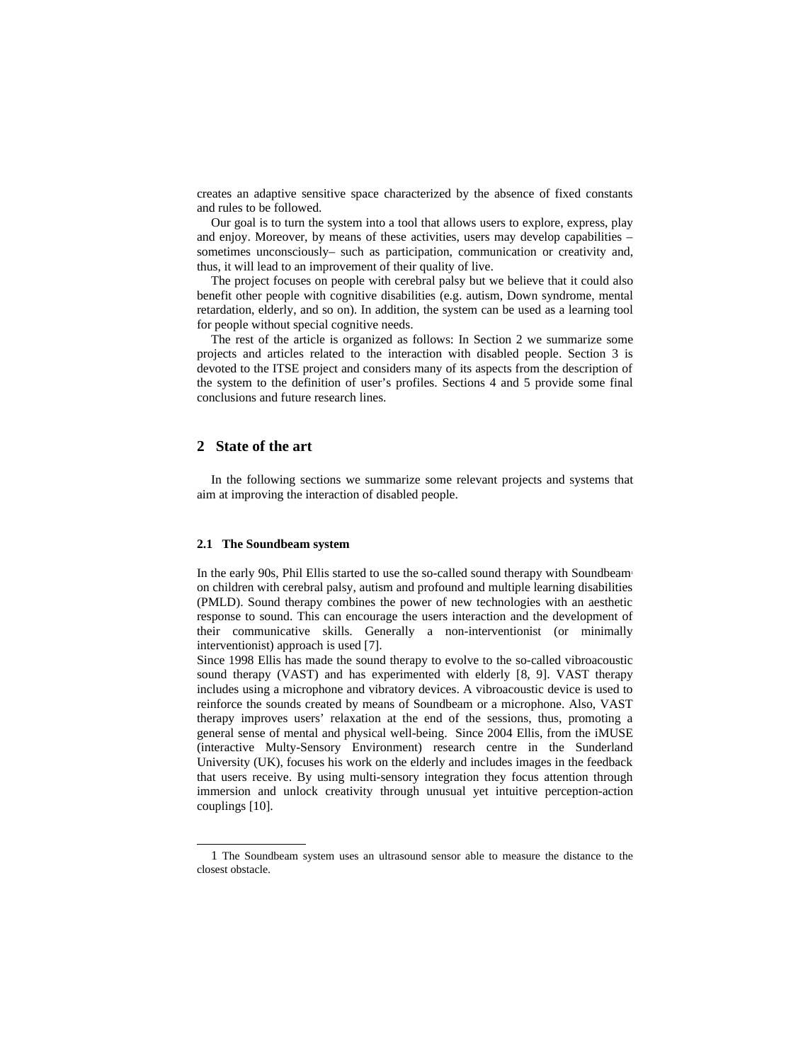creates an adaptive sensitive space characterized by the absence of fixed constants and rules to be followed.

Our goal is to turn the system into a tool that allows users to explore, express, play and enjoy. Moreover, by means of these activities, users may develop capabilities – sometimes unconsciously– such as participation, communication or creativity and, thus, it will lead to an improvement of their quality of live.

The project focuses on people with cerebral palsy but we believe that it could also benefit other people with cognitive disabilities (e.g. autism, Down syndrome, mental retardation, elderly, and so on). In addition, the system can be used as a learning tool for people without special cognitive needs.

The rest of the article is organized as follows: In Section 2 we summarize some projects and articles related to the interaction with disabled people. Section 3 is devoted to the ITSE project and considers many of its aspects from the description of the system to the definition of user's profiles. Sections 4 and 5 provide some final conclusions and future research lines.

## 2 State of the art

In the following sections we summarize some relevant projects and systems that aim at improving the interaction of disabled people.

### 2.1 The Soundbeam system

In the early 90s, Phil Ellis started to use the so-called sound therapy with Soundbeam[1] on children with cerebral palsy, autism and profound and multiple learning disabilities (PMLD). Sound therapy combines the power of new technologies with an aesthetic response to sound. This can encourage the users interaction and the development of their communicative skills. Generally a non-interventionist (or minimally interventionist) approach is used [7].

Since 1998 Ellis has made the sound therapy to evolve to the so-called vibroacoustic sound therapy (VAST) and has experimented with elderly [8, 9]. VAST therapy includes using a microphone and vibratory devices. A vibroacoustic device is used to reinforce the sounds created by means of Soundbeam or a microphone. Also, VAST therapy improves users' relaxation at the end of the sessions, thus, promoting a general sense of mental and physical well-being. Since 2004 Ellis, from the iMUSE (interactive Multy-Sensory Environment) research centre in the Sunderland University (UK), focuses his work on the elderly and includes images in the feedback that users receive. By using multi-sensory integration they focus attention through immersion and unlock creativity through unusual yet intuitive perception-action couplings [10].

---

1 The Soundbeam system uses an ultrasound sensor able to measure the distance to the closest obstacle.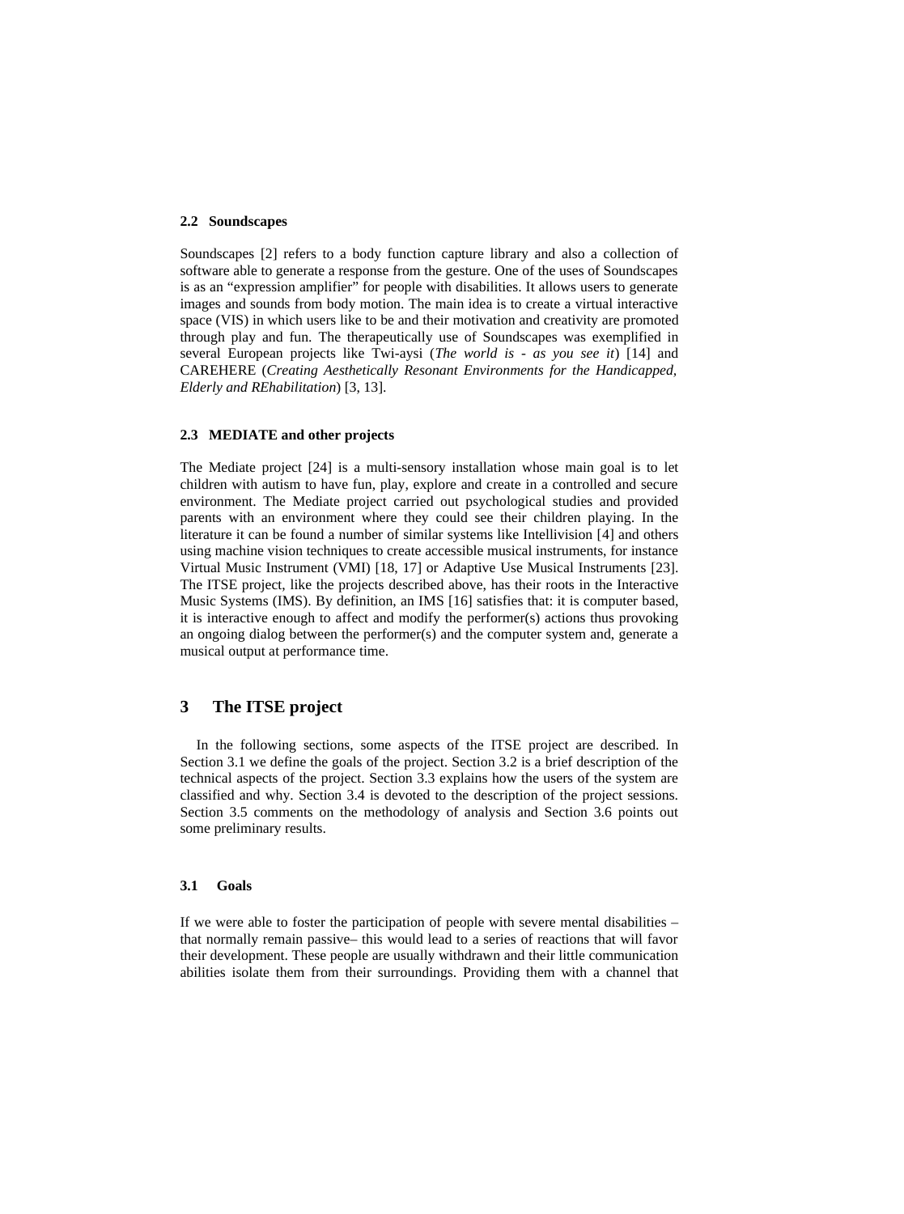### 2.2 Soundscapes

Soundscapes [2] refers to a body function capture library and also a collection of software able to generate a response from the gesture. One of the uses of Soundscapes is as an "expression amplifier" for people with disabilities. It allows users to generate images and sounds from body motion. The main idea is to create a virtual interactive space (VIS) in which users like to be and their motivation and creativity are promoted through play and fun. The therapeutically use of Soundscapes was exemplified in several European projects like Twi-aysi (*The world is - as you see it*) [14] and CAREHERE (*Creating Aesthetically Resonant Environments for the Handicapped, Elderly and REhabilitation*) [3, 13].

### 2.3 MEDIATE and other projects

The Mediate project [24] is a multi-sensory installation whose main goal is to let children with autism to have fun, play, explore and create in a controlled and secure environment. The Mediate project carried out psychological studies and provided parents with an environment where they could see their children playing. In the literature it can be found a number of similar systems like Intellivision [4] and others using machine vision techniques to create accessible musical instruments, for instance Virtual Music Instrument (VMI) [18, 17] or Adaptive Use Musical Instruments [23]. The ITSE project, like the projects described above, has their roots in the Interactive Music Systems (IMS). By definition, an IMS [16] satisfies that: it is computer based, it is interactive enough to affect and modify the performer(s) actions thus provoking an ongoing dialog between the performer(s) and the computer system and, generate a musical output at performance time.

## 3 The ITSE project

In the following sections, some aspects of the ITSE project are described. In Section 3.1 we define the goals of the project. Section 3.2 is a brief description of the technical aspects of the project. Section 3.3 explains how the users of the system are classified and why. Section 3.4 is devoted to the description of the project sessions. Section 3.5 comments on the methodology of analysis and Section 3.6 points out some preliminary results.

### 3.1 Goals

If we were able to foster the participation of people with severe mental disabilities – that normally remain passive– this would lead to a series of reactions that will favor their development. These people are usually withdrawn and their little communication abilities isolate them from their surroundings. Providing them with a channel that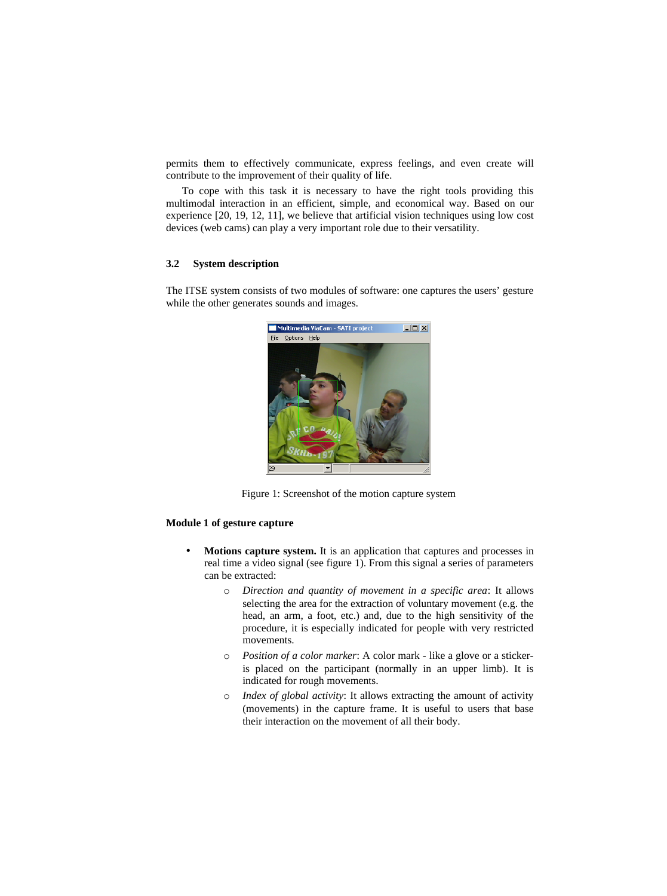permits them to effectively communicate, express feelings, and even create will contribute to the improvement of their quality of life.

To cope with this task it is necessary to have the right tools providing this multimodal interaction in an efficient, simple, and economical way. Based on our experience [20, 19, 12, 11], we believe that artificial vision techniques using low cost devices (web cams) can play a very important role due to their versatility.

### 3.2 System description

The ITSE system consists of two modules of software: one captures the users' gesture while the other generates sounds and images.

Figure 1: Screenshot of the motion capture system

**Module 1 of gesture capture**

- **Motions capture system.** It is an application that captures and processes in real time a video signal (see figure 1). From this signal a series of parameters can be extracted:
  - *Direction and quantity of movement in a specific area*: It allows selecting the area for the extraction of voluntary movement (e.g. the head, an arm, a foot, etc.) and, due to the high sensitivity of the procedure, it is especially indicated for people with very restricted movements.
  - *Position of a color marker*: A color mark - like a glove or a sticker- is placed on the participant (normally in an upper limb). It is indicated for rough movements.
  - *Index of global activity*: It allows extracting the amount of activity (movements) in the capture frame. It is useful to users that base their interaction on the movement of all their body.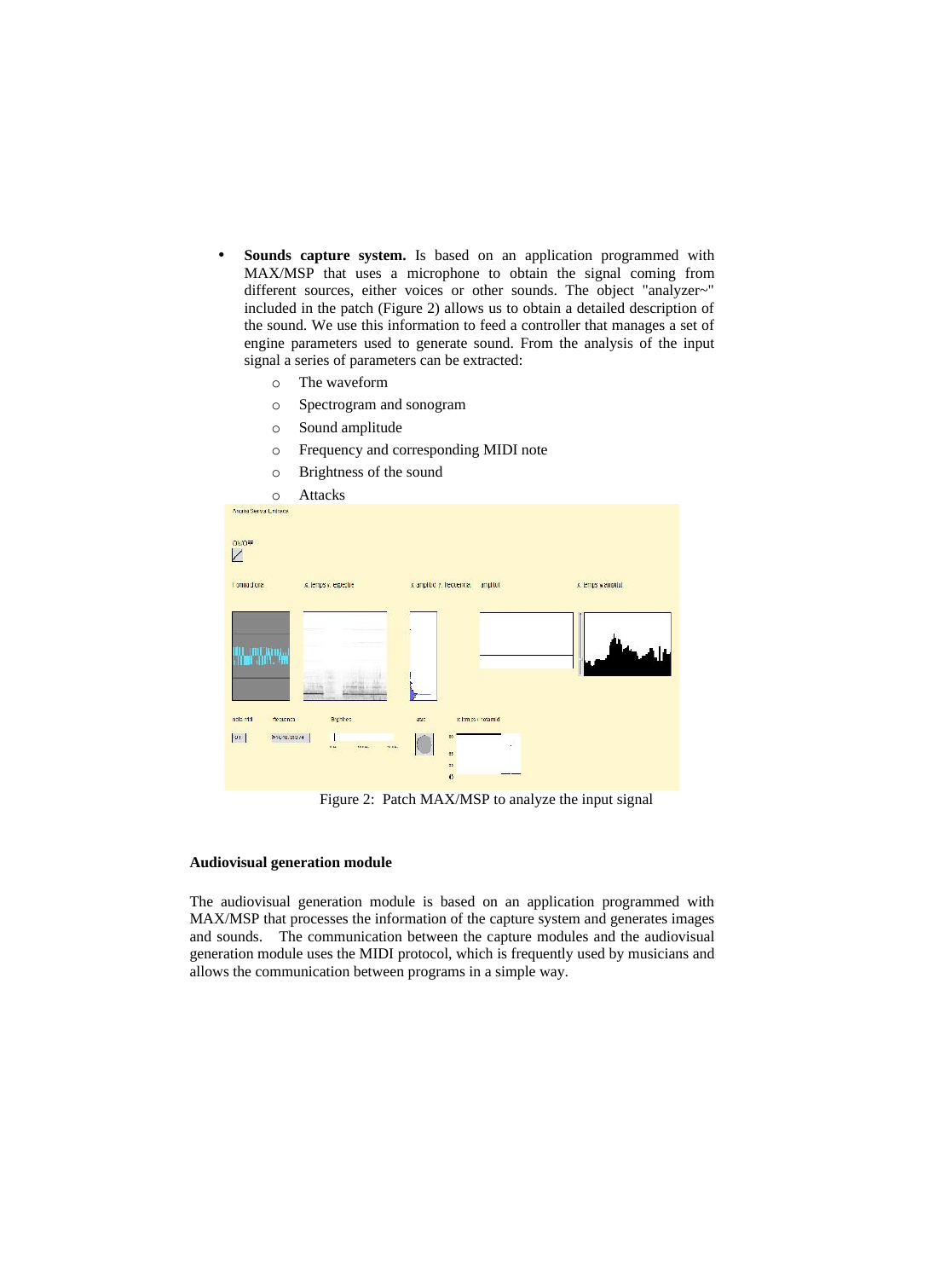- **Sounds capture system.** Is based on an application programmed with MAX/MSP that uses a microphone to obtain the signal coming from different sources, either voices or other sounds. The object "analyzer~" included in the patch (Figure 2) allows us to obtain a detailed description of the sound. We use this information to feed a controller that manages a set of engine parameters used to generate sound. From the analysis of the input signal a series of parameters can be extracted:
    - The waveform
    - Spectrogram and sonogram
    - Sound amplitude
    - Frequency and corresponding MIDI note
    - Brightness of the sound
    - Attacks

Figure 2: Patch MAX/MSP to analyze the input signal

**Audiovisual generation module**

The audiovisual generation module is based on an application programmed with MAX/MSP that processes the information of the capture system and generates images and sounds. The communication between the capture modules and the audiovisual generation module uses the MIDI protocol, which is frequently used by musicians and allows the communication between programs in a simple way.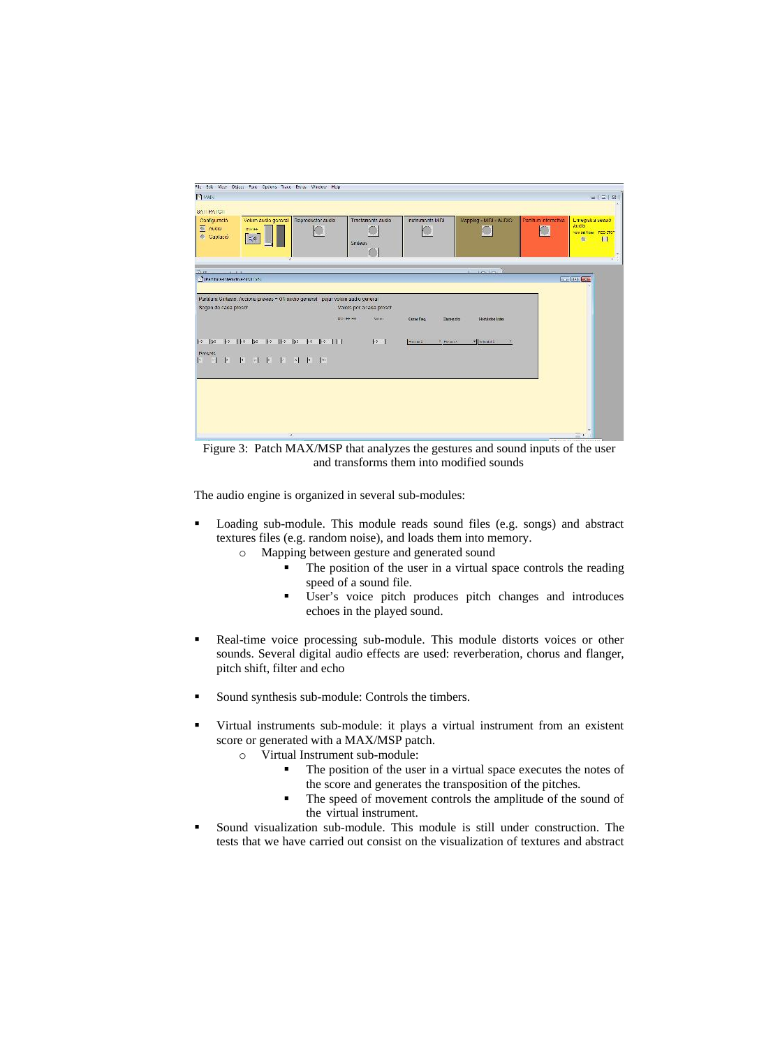Figure 3: Patch MAX/MSP that analyzes the gestures and sound inputs of the user and transforms them into modified sounds

The audio engine is organized in several sub-modules:

- Loading sub-module. This module reads sound files (e.g. songs) and abstract textures files (e.g. random noise), and loads them into memory.
  - Mapping between gesture and generated sound
    - The position of the user in a virtual space controls the reading speed of a sound file.
    - User's voice pitch produces pitch changes and introduces echoes in the played sound.
- Real-time voice processing sub-module. This module distorts voices or other sounds. Several digital audio effects are used: reverberation, chorus and flanger, pitch shift, filter and echo
- Sound synthesis sub-module: Controls the timbers.
- Virtual instruments sub-module: it plays a virtual instrument from an existent score or generated with a MAX/MSP patch.
  - Virtual Instrument sub-module:
    - The position of the user in a virtual space executes the notes of the score and generates the transposition of the pitches.
    - The speed of movement controls the amplitude of the sound of the virtual instrument.
- Sound visualization sub-module. This module is still under construction. The tests that we have carried out consist on the visualization of textures and abstract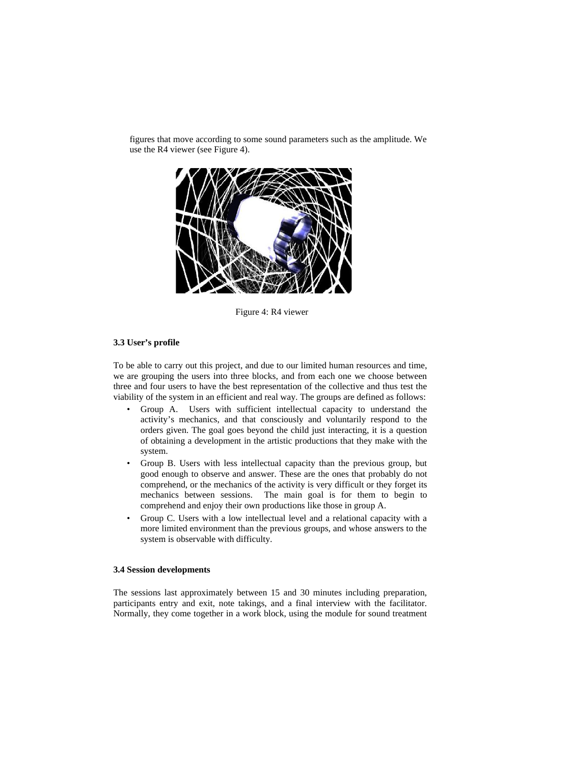figures that move according to some sound parameters such as the amplitude. We use the R4 viewer (see Figure 4).

Figure 4: R4 viewer

### 3.3 User's profile

To be able to carry out this project, and due to our limited human resources and time, we are grouping the users into three blocks, and from each one we choose between three and four users to have the best representation of the collective and thus test the viability of the system in an efficient and real way. The groups are defined as follows:

- Group A. Users with sufficient intellectual capacity to understand the activity's mechanics, and that consciously and voluntarily respond to the orders given. The goal goes beyond the child just interacting, it is a question of obtaining a development in the artistic productions that they make with the system.
- Group B. Users with less intellectual capacity than the previous group, but good enough to observe and answer. These are the ones that probably do not comprehend, or the mechanics of the activity is very difficult or they forget its mechanics between sessions. The main goal is for them to begin to comprehend and enjoy their own productions like those in group A.
- Group C. Users with a low intellectual level and a relational capacity with a more limited environment than the previous groups, and whose answers to the system is observable with difficulty.

### 3.4 Session developments

The sessions last approximately between 15 and 30 minutes including preparation, participants entry and exit, note takings, and a final interview with the facilitator. Normally, they come together in a work block, using the module for sound treatment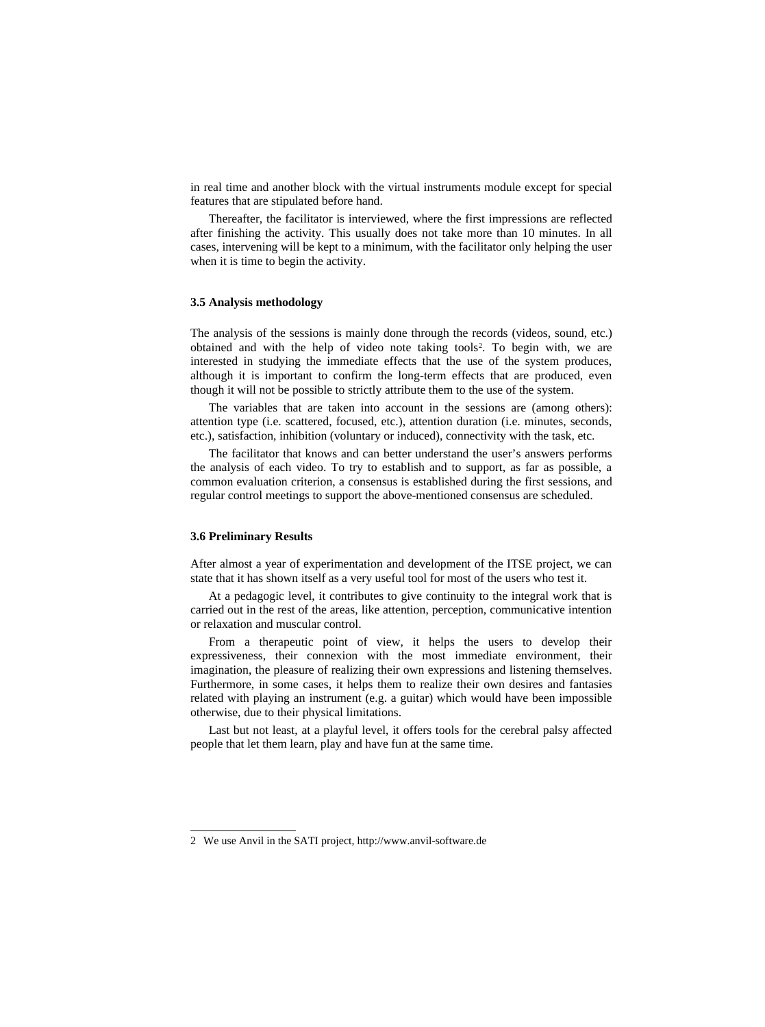in real time and another block with the virtual instruments module except for special features that are stipulated before hand.

Thereafter, the facilitator is interviewed, where the first impressions are reflected after finishing the activity. This usually does not take more than 10 minutes. In all cases, intervening will be kept to a minimum, with the facilitator only helping the user when it is time to begin the activity.

### 3.5 Analysis methodology

The analysis of the sessions is mainly done through the records (videos, sound, etc.) obtained and with the help of video note taking tools[2]. To begin with, we are interested in studying the immediate effects that the use of the system produces, although it is important to confirm the long-term effects that are produced, even though it will not be possible to strictly attribute them to the use of the system.

The variables that are taken into account in the sessions are (among others): attention type (i.e. scattered, focused, etc.), attention duration (i.e. minutes, seconds, etc.), satisfaction, inhibition (voluntary or induced), connectivity with the task, etc.

The facilitator that knows and can better understand the user's answers performs the analysis of each video. To try to establish and to support, as far as possible, a common evaluation criterion, a consensus is established during the first sessions, and regular control meetings to support the above-mentioned consensus are scheduled.

### 3.6 Preliminary Results

After almost a year of experimentation and development of the ITSE project, we can state that it has shown itself as a very useful tool for most of the users who test it.

At a pedagogic level, it contributes to give continuity to the integral work that is carried out in the rest of the areas, like attention, perception, communicative intention or relaxation and muscular control.

From a therapeutic point of view, it helps the users to develop their expressiveness, their connexion with the most immediate environment, their imagination, the pleasure of realizing their own expressions and listening themselves. Furthermore, in some cases, it helps them to realize their own desires and fantasies related with playing an instrument (e.g. a guitar) which would have been impossible otherwise, due to their physical limitations.

Last but not least, at a playful level, it offers tools for the cerebral palsy affected people that let them learn, play and have fun at the same time.

---

2 We use Anvil in the SATI project, http://www.anvil-software.de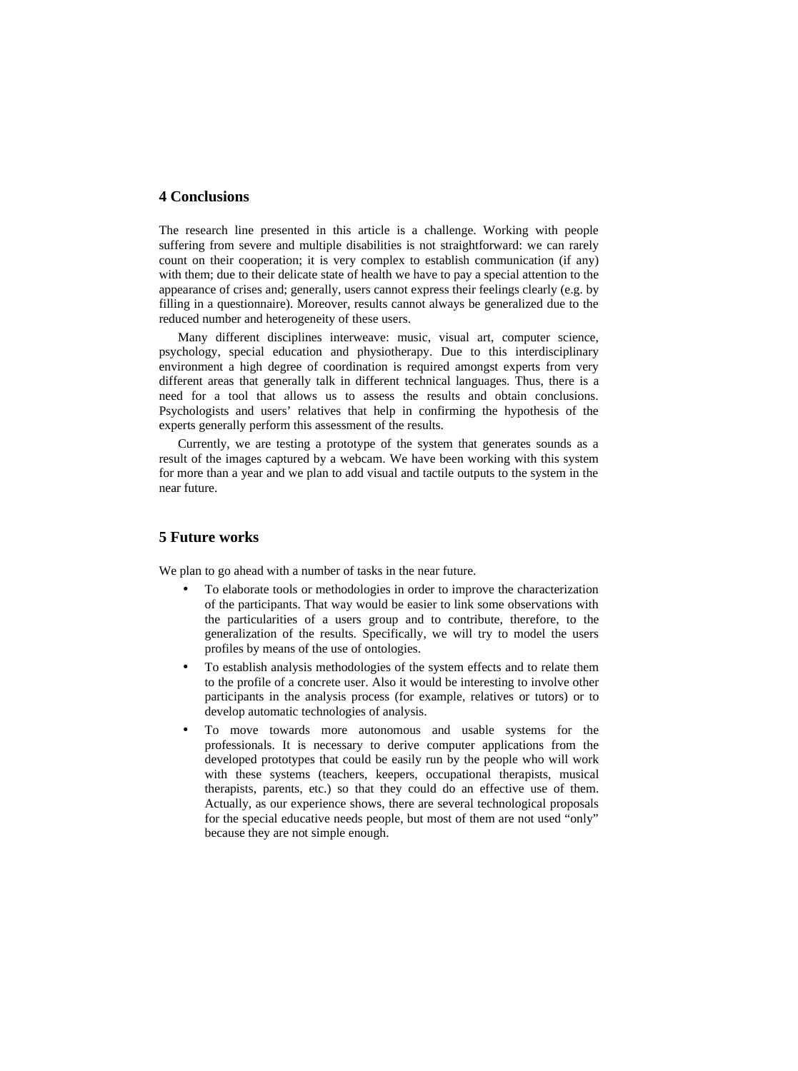## 4 Conclusions

The research line presented in this article is a challenge. Working with people suffering from severe and multiple disabilities is not straightforward: we can rarely count on their cooperation; it is very complex to establish communication (if any) with them; due to their delicate state of health we have to pay a special attention to the appearance of crises and; generally, users cannot express their feelings clearly (e.g. by filling in a questionnaire). Moreover, results cannot always be generalized due to the reduced number and heterogeneity of these users.

Many different disciplines interweave: music, visual art, computer science, psychology, special education and physiotherapy. Due to this interdisciplinary environment a high degree of coordination is required amongst experts from very different areas that generally talk in different technical languages. Thus, there is a need for a tool that allows us to assess the results and obtain conclusions. Psychologists and users' relatives that help in confirming the hypothesis of the experts generally perform this assessment of the results.

Currently, we are testing a prototype of the system that generates sounds as a result of the images captured by a webcam. We have been working with this system for more than a year and we plan to add visual and tactile outputs to the system in the near future.

## 5 Future works

We plan to go ahead with a number of tasks in the near future.

- To elaborate tools or methodologies in order to improve the characterization of the participants. That way would be easier to link some observations with the particularities of a users group and to contribute, therefore, to the generalization of the results. Specifically, we will try to model the users profiles by means of the use of ontologies.
- To establish analysis methodologies of the system effects and to relate them to the profile of a concrete user. Also it would be interesting to involve other participants in the analysis process (for example, relatives or tutors) or to develop automatic technologies of analysis.
- To move towards more autonomous and usable systems for the professionals. It is necessary to derive computer applications from the developed prototypes that could be easily run by the people who will work with these systems (teachers, keepers, occupational therapists, musical therapists, parents, etc.) so that they could do an effective use of them. Actually, as our experience shows, there are several technological proposals for the special educative needs people, but most of them are not used "only" because they are not simple enough.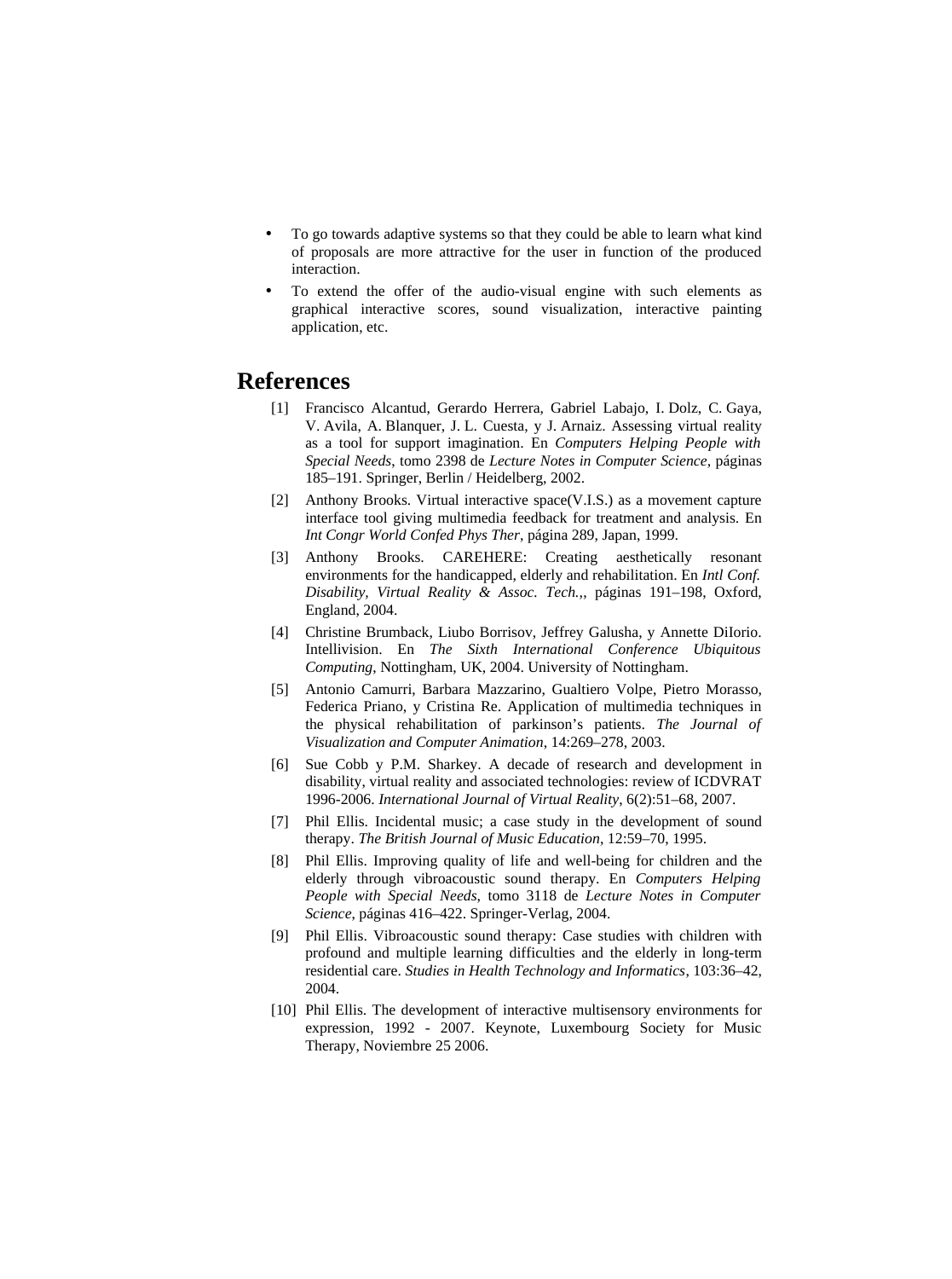- To go towards adaptive systems so that they could be able to learn what kind of proposals are more attractive for the user in function of the produced interaction.
- To extend the offer of the audio-visual engine with such elements as graphical interactive scores, sound visualization, interactive painting application, etc.

# References

[1] Francisco Alcantud, Gerardo Herrera, Gabriel Labajo, I. Dolz, C. Gaya, V. Avila, A. Blanquer, J. L. Cuesta, y J. Arnaiz. Assessing virtual reality as a tool for support imagination. En *Computers Helping People with Special Needs*, tomo 2398 de *Lecture Notes in Computer Science*, páginas 185–191. Springer, Berlin / Heidelberg, 2002.

[2] Anthony Brooks. Virtual interactive space(V.I.S.) as a movement capture interface tool giving multimedia feedback for treatment and analysis. En *Int Congr World Confed Phys Ther*, página 289, Japan, 1999.

[3] Anthony Brooks. CAREHERE: Creating aesthetically resonant environments for the handicapped, elderly and rehabilitation. En *Intl Conf. Disability, Virtual Reality & Assoc. Tech.*,, páginas 191–198, Oxford, England, 2004.

[4] Christine Brumback, Liubo Borrisov, Jeffrey Galusha, y Annette DiIorio. Intellivision. En *The Sixth International Conference Ubiquitous Computing*, Nottingham, UK, 2004. University of Nottingham.

[5] Antonio Camurri, Barbara Mazzarino, Gualtiero Volpe, Pietro Morasso, Federica Priano, y Cristina Re. Application of multimedia techniques in the physical rehabilitation of parkinson's patients. *The Journal of Visualization and Computer Animation*, 14:269–278, 2003.

[6] Sue Cobb y P.M. Sharkey. A decade of research and development in disability, virtual reality and associated technologies: review of ICDVRAT 1996-2006. *International Journal of Virtual Reality*, 6(2):51–68, 2007.

[7] Phil Ellis. Incidental music; a case study in the development of sound therapy. *The British Journal of Music Education*, 12:59–70, 1995.

[8] Phil Ellis. Improving quality of life and well-being for children and the elderly through vibroacoustic sound therapy. En *Computers Helping People with Special Needs*, tomo 3118 de *Lecture Notes in Computer Science*, páginas 416–422. Springer-Verlag, 2004.

[9] Phil Ellis. Vibroacoustic sound therapy: Case studies with children with profound and multiple learning difficulties and the elderly in long-term residential care. *Studies in Health Technology and Informatics*, 103:36–42, 2004.

[10] Phil Ellis. The development of interactive multisensory environments for expression, 1992 - 2007. Keynote, Luxembourg Society for Music Therapy, Noviembre 25 2006.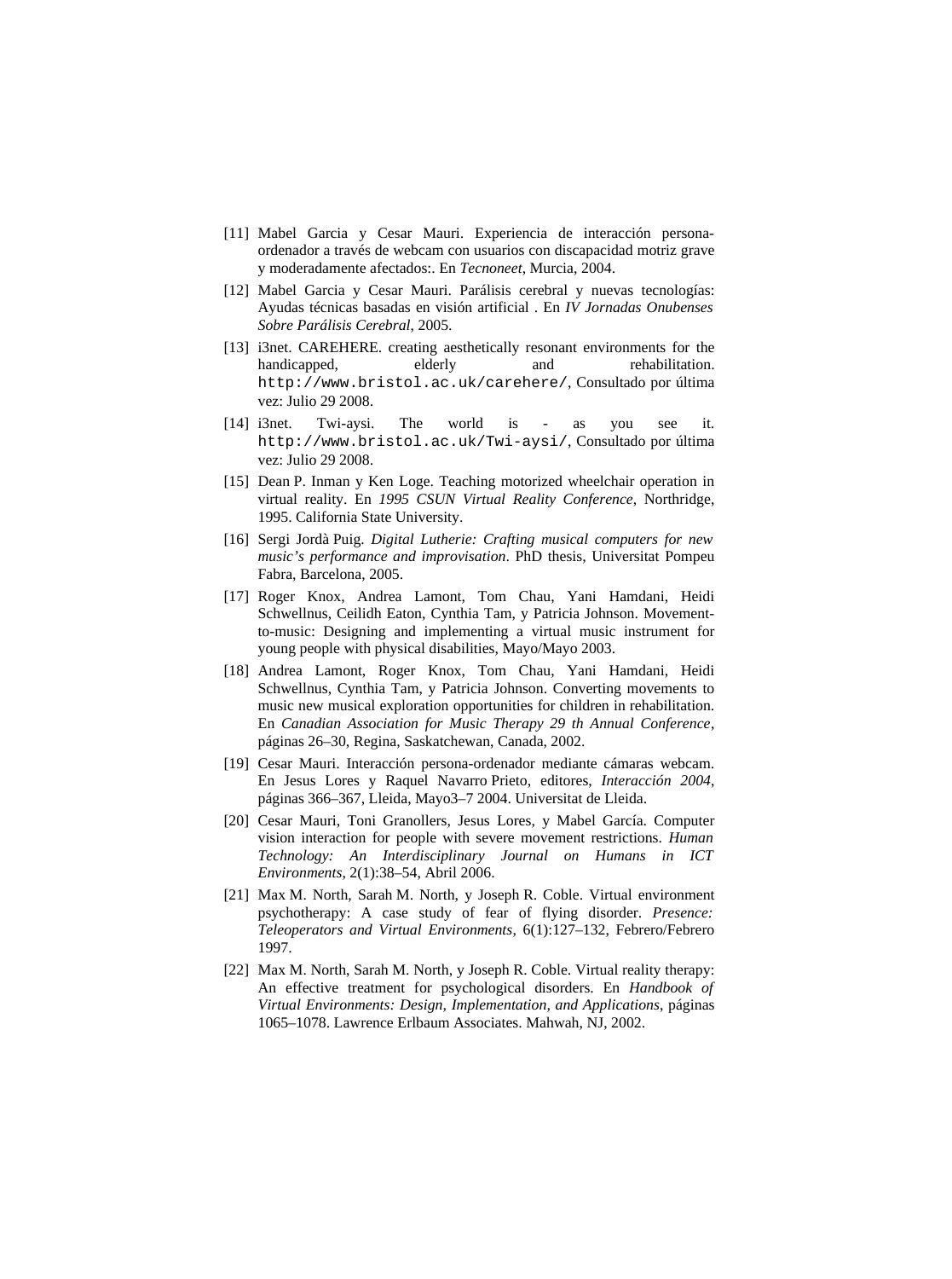[11] Mabel Garcia y Cesar Mauri. Experiencia de interacción persona-ordenador a través de webcam con usuarios con discapacidad motriz grave y moderadamente afectados:. En *Tecnoneet*, Murcia, 2004.

[12] Mabel Garcia y Cesar Mauri. Parálisis cerebral y nuevas tecnologías: Ayudas técnicas basadas en visión artificial . En *IV Jornadas Onubenses Sobre Parálisis Cerebral*, 2005.

[13] i3net. CAREHERE. creating aesthetically resonant environments for the handicapped, elderly and rehabilitation. `http://www.bristol.ac.uk/carehere/`, Consultado por última vez: Julio 29 2008.

[14] i3net. Twi-aysi. The world is - as you see it. `http://www.bristol.ac.uk/Twi-aysi/`, Consultado por última vez: Julio 29 2008.

[15] Dean P. Inman y Ken Loge. Teaching motorized wheelchair operation in virtual reality. En *1995 CSUN Virtual Reality Conference*, Northridge, 1995. California State University.

[16] Sergi Jordà Puig. *Digital Lutherie: Crafting musical computers for new music's performance and improvisation*. PhD thesis, Universitat Pompeu Fabra, Barcelona, 2005.

[17] Roger Knox, Andrea Lamont, Tom Chau, Yani Hamdani, Heidi Schwellnus, Ceilidh Eaton, Cynthia Tam, y Patricia Johnson. Movement-to-music: Designing and implementing a virtual music instrument for young people with physical disabilities, Mayo/Mayo 2003.

[18] Andrea Lamont, Roger Knox, Tom Chau, Yani Hamdani, Heidi Schwellnus, Cynthia Tam, y Patricia Johnson. Converting movements to music new musical exploration opportunities for children in rehabilitation. En *Canadian Association for Music Therapy 29 th Annual Conference*, páginas 26–30, Regina, Saskatchewan, Canada, 2002.

[19] Cesar Mauri. Interacción persona-ordenador mediante cámaras webcam. En Jesus Lores y Raquel Navarro Prieto, editores, *Interacción 2004*, páginas 366–367, Lleida, Mayo3–7 2004. Universitat de Lleida.

[20] Cesar Mauri, Toni Granollers, Jesus Lores, y Mabel García. Computer vision interaction for people with severe movement restrictions. *Human Technology: An Interdisciplinary Journal on Humans in ICT Environments*, 2(1):38–54, Abril 2006.

[21] Max M. North, Sarah M. North, y Joseph R. Coble. Virtual environment psychotherapy: A case study of fear of flying disorder. *Presence: Teleoperators and Virtual Environments*, 6(1):127–132, Febrero/Febrero 1997.

[22] Max M. North, Sarah M. North, y Joseph R. Coble. Virtual reality therapy: An effective treatment for psychological disorders. En *Handbook of Virtual Environments: Design, Implementation, and Applications*, páginas 1065–1078. Lawrence Erlbaum Associates. Mahwah, NJ, 2002.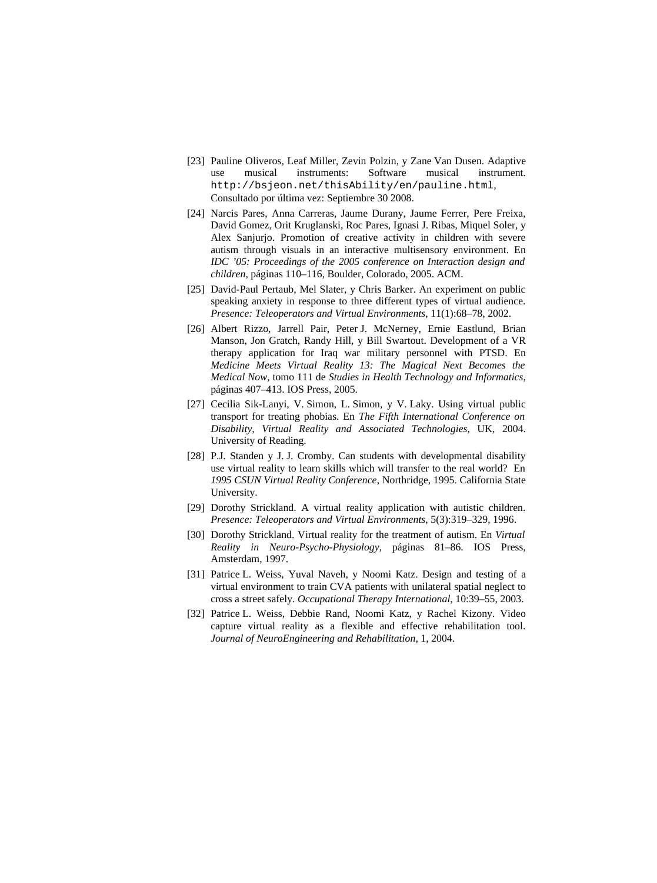[23] Pauline Oliveros, Leaf Miller, Zevin Polzin, y Zane Van Dusen. Adaptive use musical instruments: Software musical instrument. `http://bsjeon.net/thisAbility/en/pauline.html`, Consultado por última vez: Septiembre 30 2008.

[24] Narcis Pares, Anna Carreras, Jaume Durany, Jaume Ferrer, Pere Freixa, David Gomez, Orit Kruglanski, Roc Pares, Ignasi J. Ribas, Miquel Soler, y Alex Sanjurjo. Promotion of creative activity in children with severe autism through visuals in an interactive multisensory environment. En *IDC '05: Proceedings of the 2005 conference on Interaction design and children*, páginas 110–116, Boulder, Colorado, 2005. ACM.

[25] David-Paul Pertaub, Mel Slater, y Chris Barker. An experiment on public speaking anxiety in response to three different types of virtual audience. *Presence: Teleoperators and Virtual Environments*, 11(1):68–78, 2002.

[26] Albert Rizzo, Jarrell Pair, Peter J. McNerney, Ernie Eastlund, Brian Manson, Jon Gratch, Randy Hill, y Bill Swartout. Development of a VR therapy application for Iraq war military personnel with PTSD. En *Medicine Meets Virtual Reality 13: The Magical Next Becomes the Medical Now*, tomo 111 de *Studies in Health Technology and Informatics*, páginas 407–413. IOS Press, 2005.

[27] Cecilia Sik-Lanyi, V. Simon, L. Simon, y V. Laky. Using virtual public transport for treating phobias. En *The Fifth International Conference on Disability, Virtual Reality and Associated Technologies*, UK, 2004. University of Reading.

[28] P.J. Standen y J. J. Cromby. Can students with developmental disability use virtual reality to learn skills which will transfer to the real world? En *1995 CSUN Virtual Reality Conference*, Northridge, 1995. California State University.

[29] Dorothy Strickland. A virtual reality application with autistic children. *Presence: Teleoperators and Virtual Environments*, 5(3):319–329, 1996.

[30] Dorothy Strickland. Virtual reality for the treatment of autism. En *Virtual Reality in Neuro-Psycho-Physiology*, páginas 81–86. IOS Press, Amsterdam, 1997.

[31] Patrice L. Weiss, Yuval Naveh, y Noomi Katz. Design and testing of a virtual environment to train CVA patients with unilateral spatial neglect to cross a street safely. *Occupational Therapy International*, 10:39–55, 2003.

[32] Patrice L. Weiss, Debbie Rand, Noomi Katz, y Rachel Kizony. Video capture virtual reality as a flexible and effective rehabilitation tool. *Journal of NeuroEngineering and Rehabilitation*, 1, 2004.